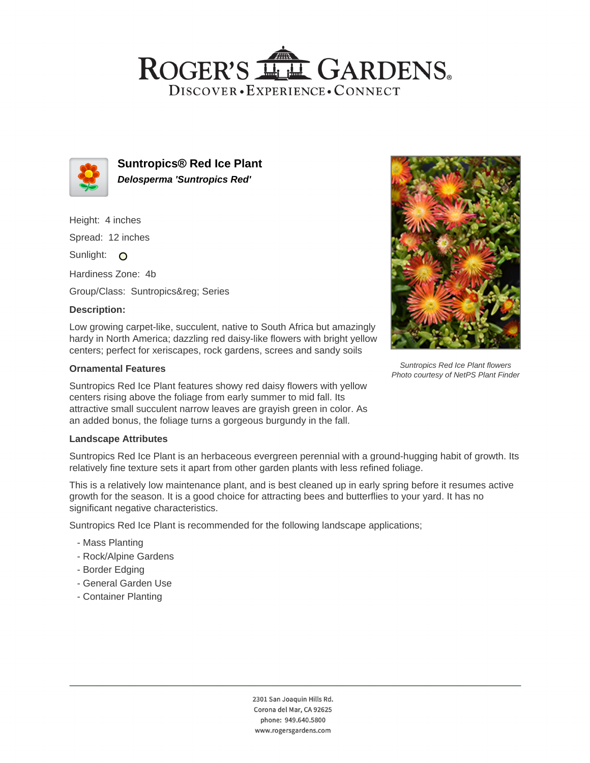# Suntropics® Red Ice Plant

***Delosperma 'Suntropics Red'***

Height: 4 inches

Spread: 12 inches

Sunlight: O

Hardiness Zone: 4b

Group/Class: Suntropics&reg; Series

### Description:

Low growing carpet-like, succulent, native to South Africa but amazingly hardy in North America; dazzling red daisy-like flowers with bright yellow centers; perfect for xeriscapes, rock gardens, screes and sandy soils

*Suntropics Red Ice Plant flowers*
*Photo courtesy of NetPS Plant Finder*

### Ornamental Features

Suntropics Red Ice Plant features showy red daisy flowers with yellow centers rising above the foliage from early summer to mid fall. Its attractive small succulent narrow leaves are grayish green in color. As an added bonus, the foliage turns a gorgeous burgundy in the fall.

### Landscape Attributes

Suntropics Red Ice Plant is an herbaceous evergreen perennial with a ground-hugging habit of growth. Its relatively fine texture sets it apart from other garden plants with less refined foliage.

This is a relatively low maintenance plant, and is best cleaned up in early spring before it resumes active growth for the season. It is a good choice for attracting bees and butterflies to your yard. It has no significant negative characteristics.

Suntropics Red Ice Plant is recommended for the following landscape applications;

- Mass Planting
- Rock/Alpine Gardens
- Border Edging
- General Garden Use
- Container Planting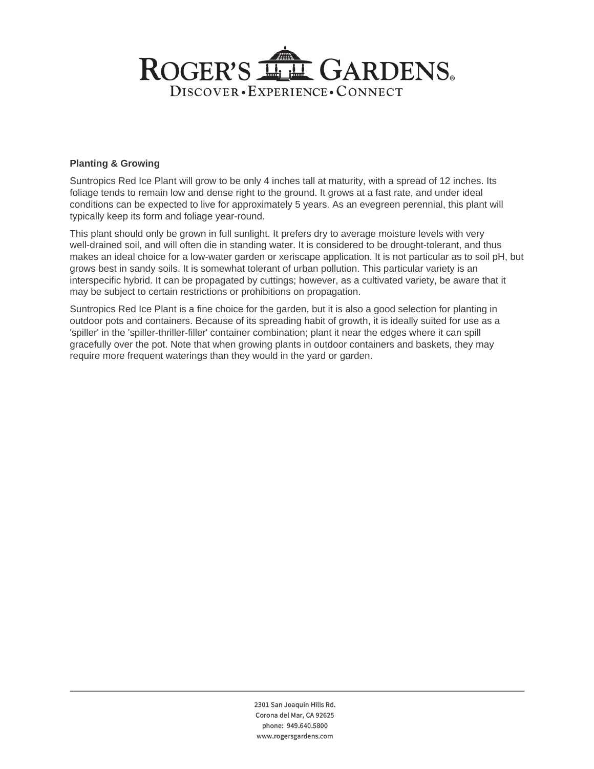**Planting & Growing**

Suntropics Red Ice Plant will grow to be only 4 inches tall at maturity, with a spread of 12 inches. Its foliage tends to remain low and dense right to the ground. It grows at a fast rate, and under ideal conditions can be expected to live for approximately 5 years. As an evegreen perennial, this plant will typically keep its form and foliage year-round.

This plant should only be grown in full sunlight. It prefers dry to average moisture levels with very well-drained soil, and will often die in standing water. It is considered to be drought-tolerant, and thus makes an ideal choice for a low-water garden or xeriscape application. It is not particular as to soil pH, but grows best in sandy soils. It is somewhat tolerant of urban pollution. This particular variety is an interspecific hybrid. It can be propagated by cuttings; however, as a cultivated variety, be aware that it may be subject to certain restrictions or prohibitions on propagation.

Suntropics Red Ice Plant is a fine choice for the garden, but it is also a good selection for planting in outdoor pots and containers. Because of its spreading habit of growth, it is ideally suited for use as a 'spiller' in the 'spiller-thriller-filler' container combination; plant it near the edges where it can spill gracefully over the pot. Note that when growing plants in outdoor containers and baskets, they may require more frequent waterings than they would in the yard or garden.